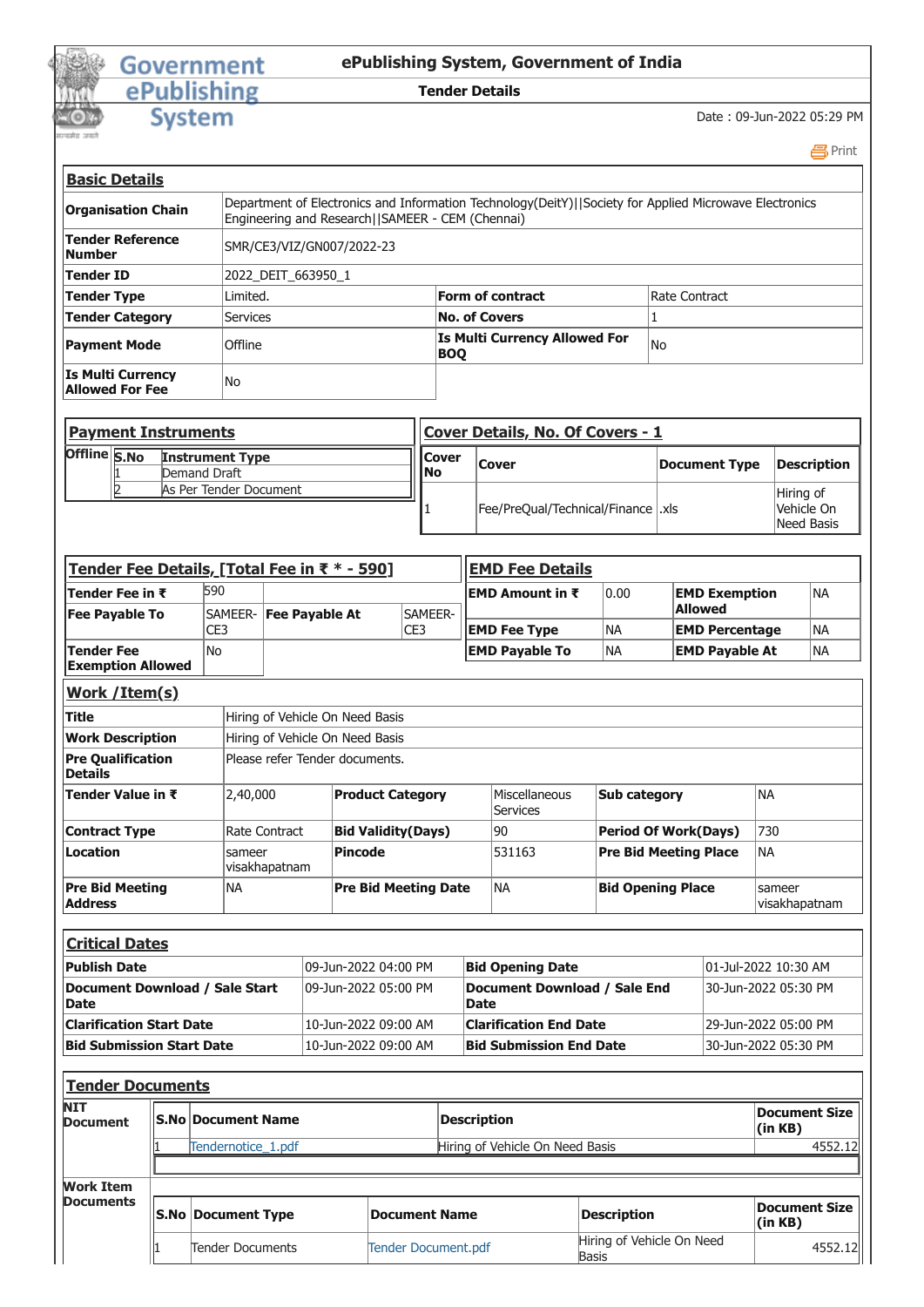# ePublishing System, Government of India

**Tender Details**

Date : 09-Jun-2022 05:29 PM

Print

## Basic Details

| | | | |
|---|---|---|---|
| **Organisation Chain** | Department of Electronics and Information Technology(DeitY)\|\|Society for Applied Microwave Electronics Engineering and Research\|\|SAMEER - CEM (Chennai) | | |
| **Tender Reference Number** | SMR/CE3/VIZ/GN007/2022-23 | | |
| **Tender ID** | 2022_DEIT_663950_1 | | |
| **Tender Type** | Limited. | **Form of contract** | Rate Contract |
| **Tender Category** | Services | **No. of Covers** | 1 |
| **Payment Mode** | Offline | **Is Multi Currency Allowed For BOQ** | No |
| **Is Multi Currency Allowed For Fee** | No | | |

## Payment Instruments

| Offline | S.No | Instrument Type |
|---|---|---|
| | 1 | Demand Draft |
| | 2 | As Per Tender Document |

## Cover Details, No. Of Covers - 1

| Cover No | Cover | Document Type | Description |
|---|---|---|---|
| 1 | Fee/PreQual/Technical/Finance | .xls | Hiring of Vehicle On Need Basis |

## Tender Fee Details, [Total Fee in ₹ * - 590]

| | | | |
|---|---|---|---|
| **Tender Fee in ₹** | 590 | | |
| **Fee Payable To** | SAMEER-CE3 | **Fee Payable At** | SAMEER-CE3 |
| **Tender Fee Exemption Allowed** | No | | |

## EMD Fee Details

| | | | |
|---|---|---|---|
| **EMD Amount in ₹** | 0.00 | **EMD Exemption Allowed** | NA |
| **EMD Fee Type** | NA | **EMD Percentage** | NA |
| **EMD Payable To** | NA | **EMD Payable At** | NA |

## Work /Item(s)

| | | | | | |
|---|---|---|---|---|---|
| **Title** | Hiring of Vehicle On Need Basis | | | | |
| **Work Description** | Hiring of Vehicle On Need Basis | | | | |
| **Pre Qualification Details** | Please refer Tender documents. | | | | |
| **Tender Value in ₹** | 2,40,000 | **Product Category** | Miscellaneous Services | **Sub category** | NA |
| **Contract Type** | Rate Contract | **Bid Validity(Days)** | 90 | **Period Of Work(Days)** | 730 |
| **Location** | sameer visakhapatnam | **Pincode** | 531163 | **Pre Bid Meeting Place** | NA |
| **Pre Bid Meeting Address** | NA | **Pre Bid Meeting Date** | NA | **Bid Opening Place** | sameer visakhapatnam |

## Critical Dates

| | | | |
|---|---|---|---|
| **Publish Date** | 09-Jun-2022 04:00 PM | **Bid Opening Date** | 01-Jul-2022 10:30 AM |
| **Document Download / Sale Start Date** | 09-Jun-2022 05:00 PM | **Document Download / Sale End Date** | 30-Jun-2022 05:30 PM |
| **Clarification Start Date** | 10-Jun-2022 09:00 AM | **Clarification End Date** | 29-Jun-2022 05:00 PM |
| **Bid Submission Start Date** | 10-Jun-2022 09:00 AM | **Bid Submission End Date** | 30-Jun-2022 05:30 PM |

## Tender Documents

**NIT Document**

| S.No | Document Name | Description | Document Size (in KB) |
|---|---|---|---|
| 1 | Tendernotice_1.pdf | Hiring of Vehicle On Need Basis | 4552.12 |

**Work Item Documents**

| S.No | Document Type | Document Name | Description | Document Size (in KB) |
|---|---|---|---|---|
| 1 | Tender Documents | Tender Document.pdf | Hiring of Vehicle On Need Basis | 4552.12 |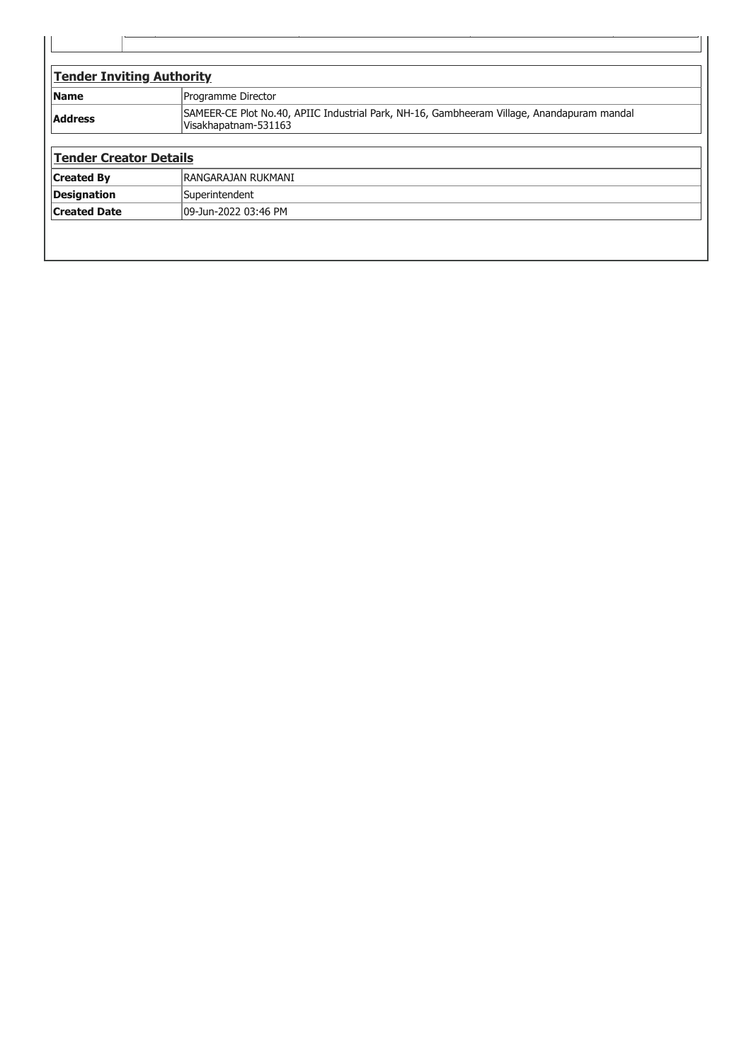## Tender Inviting Authority

| | |
|---|---|
| **Name** | Programme Director |
| **Address** | SAMEER-CE Plot No.40, APIIC Industrial Park, NH-16, Gambheeram Village, Anandapuram mandal Visakhapatnam-531163 |

## Tender Creator Details

| | |
|---|---|
| **Created By** | RANGARAJAN RUKMANI |
| **Designation** | Superintendent |
| **Created Date** | 09-Jun-2022 03:46 PM |